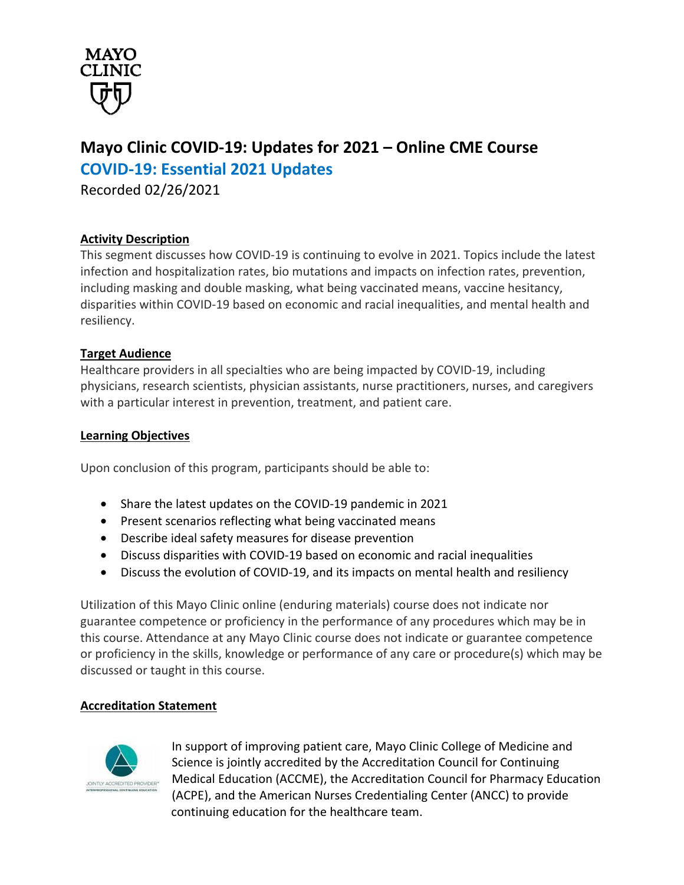# Mayo Clinic COVID-19: Updates for 2021 – Online CME Course

## COVID-19: Essential 2021 Updates

Recorded 02/26/2021

### Activity Description

This segment discusses how COVID-19 is continuing to evolve in 2021. Topics include the latest infection and hospitalization rates, bio mutations and impacts on infection rates, prevention, including masking and double masking, what being vaccinated means, vaccine hesitancy, disparities within COVID-19 based on economic and racial inequalities, and mental health and resiliency.

### Target Audience

Healthcare providers in all specialties who are being impacted by COVID-19, including physicians, research scientists, physician assistants, nurse practitioners, nurses, and caregivers with a particular interest in prevention, treatment, and patient care.

### Learning Objectives

Upon conclusion of this program, participants should be able to:

- Share the latest updates on the COVID-19 pandemic in 2021
- Present scenarios reflecting what being vaccinated means
- Describe ideal safety measures for disease prevention
- Discuss disparities with COVID-19 based on economic and racial inequalities
- Discuss the evolution of COVID-19, and its impacts on mental health and resiliency

Utilization of this Mayo Clinic online (enduring materials) course does not indicate nor guarantee competence or proficiency in the performance of any procedures which may be in this course. Attendance at any Mayo Clinic course does not indicate or guarantee competence or proficiency in the skills, knowledge or performance of any care or procedure(s) which may be discussed or taught in this course.

### Accreditation Statement

In support of improving patient care, Mayo Clinic College of Medicine and Science is jointly accredited by the Accreditation Council for Continuing Medical Education (ACCME), the Accreditation Council for Pharmacy Education (ACPE), and the American Nurses Credentialing Center (ANCC) to provide continuing education for the healthcare team.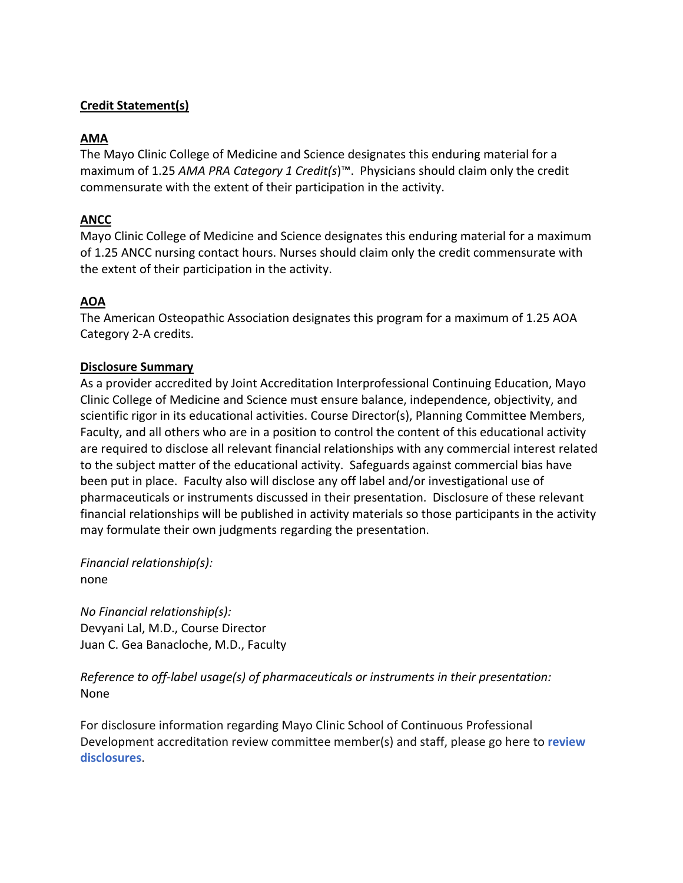**Credit Statement(s)**

**AMA**

The Mayo Clinic College of Medicine and Science designates this enduring material for a maximum of 1.25 *AMA PRA Category 1 Credit(s)*™. Physicians should claim only the credit commensurate with the extent of their participation in the activity.

**ANCC**

Mayo Clinic College of Medicine and Science designates this enduring material for a maximum of 1.25 ANCC nursing contact hours. Nurses should claim only the credit commensurate with the extent of their participation in the activity.

**AOA**

The American Osteopathic Association designates this program for a maximum of 1.25 AOA Category 2-A credits.

**Disclosure Summary**

As a provider accredited by Joint Accreditation Interprofessional Continuing Education, Mayo Clinic College of Medicine and Science must ensure balance, independence, objectivity, and scientific rigor in its educational activities. Course Director(s), Planning Committee Members, Faculty, and all others who are in a position to control the content of this educational activity are required to disclose all relevant financial relationships with any commercial interest related to the subject matter of the educational activity. Safeguards against commercial bias have been put in place. Faculty also will disclose any off label and/or investigational use of pharmaceuticals or instruments discussed in their presentation. Disclosure of these relevant financial relationships will be published in activity materials so those participants in the activity may formulate their own judgments regarding the presentation.

*Financial relationship(s):*
none

*No Financial relationship(s):*
Devyani Lal, M.D., Course Director
Juan C. Gea Banacloche, M.D., Faculty

*Reference to off-label usage(s) of pharmaceuticals or instruments in their presentation:*
None

For disclosure information regarding Mayo Clinic School of Continuous Professional Development accreditation review committee member(s) and staff, please go here to **review disclosures**.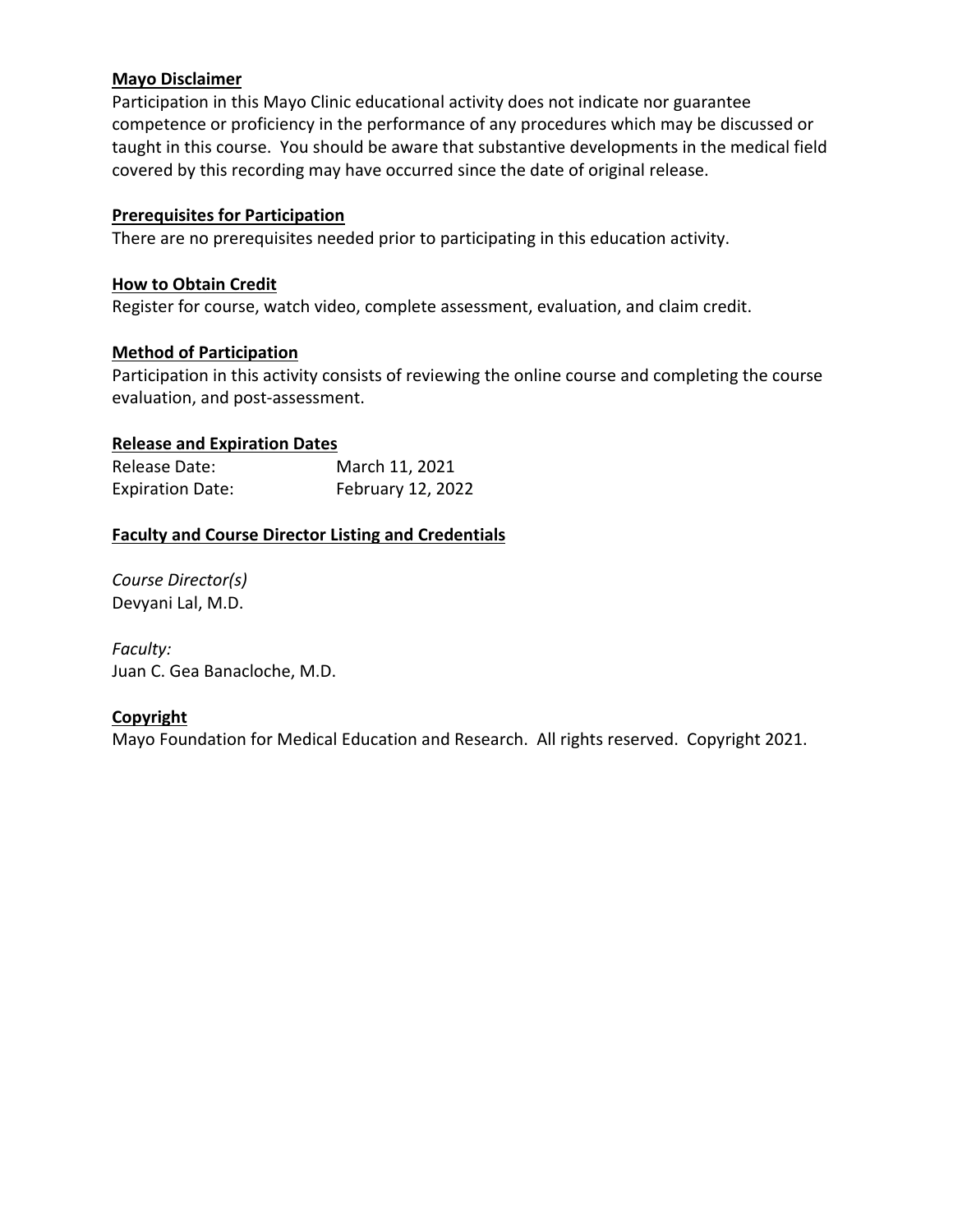**Mayo Disclaimer**

Participation in this Mayo Clinic educational activity does not indicate nor guarantee competence or proficiency in the performance of any procedures which may be discussed or taught in this course. You should be aware that substantive developments in the medical field covered by this recording may have occurred since the date of original release.

**Prerequisites for Participation**

There are no prerequisites needed prior to participating in this education activity.

**How to Obtain Credit**

Register for course, watch video, complete assessment, evaluation, and claim credit.

**Method of Participation**

Participation in this activity consists of reviewing the online course and completing the course evaluation, and post-assessment.

**Release and Expiration Dates**

| | |
|---|---|
| Release Date: | March 11, 2021 |
| Expiration Date: | February 12, 2022 |

**Faculty and Course Director Listing and Credentials**

*Course Director(s)*
Devyani Lal, M.D.

*Faculty:*
Juan C. Gea Banacloche, M.D.

**Copyright**

Mayo Foundation for Medical Education and Research. All rights reserved. Copyright 2021.